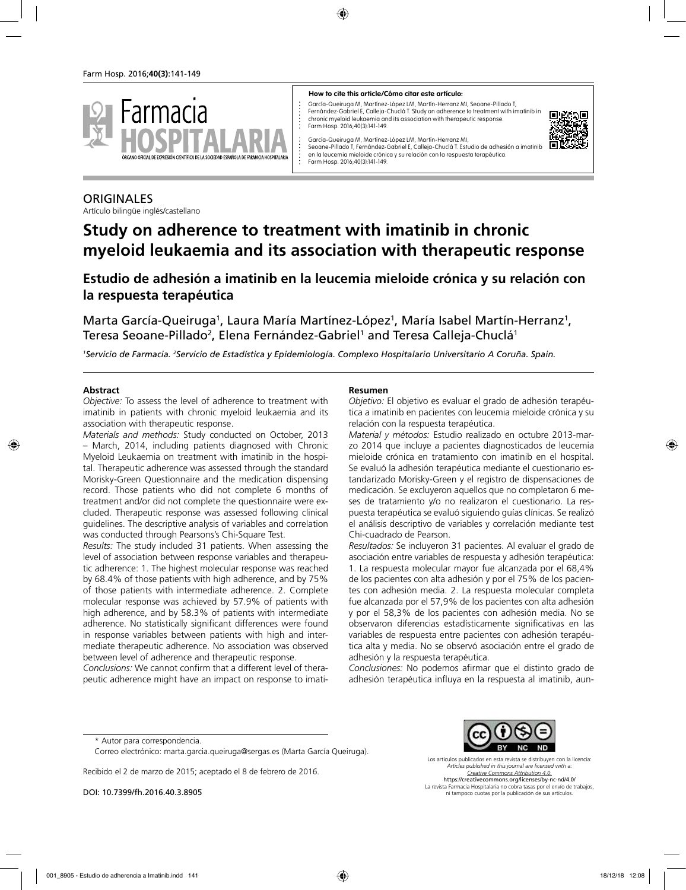**How to cite this article/Cómo citar este artículo:**

García-Queiruga M, Martínez-López LM, Martín-Herranz MI, Seoane-Pillado T, Fernández-Gabriel E, Calleja-Chuclá T. Study on adherence to treatment with imatinib in chronic myeloid leukaemia and its association with therapeutic response. Farm Hosp. 2016;40(3):141-149.

García-Queiruga M, Martínez-López LM, Martín-Herranz MI, Seoane-Pillado T, Fernández-Gabriel E, Calleja-Chuclá T. Estudio de adhesión a imatinib en la leucemia mieloide crónica y su relación con la respuesta terapéutica. Farm Hosp. 2016;40(3):141-149.

ORIGINALES

Artículo bilingüe inglés/castellano

# Study on adherence to treatment with imatinib in chronic myeloid leukaemia and its association with therapeutic response

## Estudio de adhesión a imatinib en la leucemia mieloide crónica y su relación con la respuesta terapéutica

Marta García-Queiruga[1], Laura María Martínez-López[1], María Isabel Martín-Herranz[1], Teresa Seoane-Pillado[2], Elena Fernández-Gabriel[1] and Teresa Calleja-Chuclá[1]

*[1]Servicio de Farmacia. [2]Servicio de Estadística y Epidemiología. Complexo Hospitalario Universitario A Coruña. Spain.*

**Abstract**

*Objective:* To assess the level of adherence to treatment with imatinib in patients with chronic myeloid leukaemia and its association with therapeutic response.

*Materials and methods:* Study conducted on October, 2013 – March, 2014, including patients diagnosed with Chronic Myeloid Leukaemia on treatment with imatinib in the hospital. Therapeutic adherence was assessed through the standard Morisky-Green Questionnaire and the medication dispensing record. Those patients who did not complete 6 months of treatment and/or did not complete the questionnaire were excluded. Therapeutic response was assessed following clinical guidelines. The descriptive analysis of variables and correlation was conducted through Pearsons's Chi-Square Test.

*Results:* The study included 31 patients. When assessing the level of association between response variables and therapeutic adherence: 1. The highest molecular response was reached by 68.4% of those patients with high adherence, and by 75% of those patients with intermediate adherence. 2. Complete molecular response was achieved by 57.9% of patients with high adherence, and by 58.3% of patients with intermediate adherence. No statistically significant differences were found in response variables between patients with high and intermediate therapeutic adherence. No association was observed between level of adherence and therapeutic response.

*Conclusions:* We cannot confirm that a different level of therapeutic adherence might have an impact on response to imati-

**Resumen**

*Objetivo:* El objetivo es evaluar el grado de adhesión terapéutica a imatinib en pacientes con leucemia mieloide crónica y su relación con la respuesta terapéutica.

*Material y métodos:* Estudio realizado en octubre 2013-marzo 2014 que incluye a pacientes diagnosticados de leucemia mieloide crónica en tratamiento con imatinib en el hospital. Se evaluó la adhesión terapéutica mediante el cuestionario estandarizado Morisky-Green y el registro de dispensaciones de medicación. Se excluyeron aquellos que no completaron 6 meses de tratamiento y/o no realizaron el cuestionario. La respuesta terapéutica se evaluó siguiendo guías clínicas. Se realizó el análisis descriptivo de variables y correlación mediante test Chi-cuadrado de Pearson.

*Resultados:* Se incluyeron 31 pacientes. Al evaluar el grado de asociación entre variables de respuesta y adhesión terapéutica: 1. La respuesta molecular mayor fue alcanzada por el 68,4% de los pacientes con alta adhesión y por el 75% de los pacientes con adhesión media. 2. La respuesta molecular completa fue alcanzada por el 57,9% de los pacientes con alta adhesión y por el 58,3% de los pacientes con adhesión media. No se observaron diferencias estadísticamente significativas en las variables de respuesta entre pacientes con adhesión terapéutica alta y media. No se observó asociación entre el grado de adhesión y la respuesta terapéutica.

*Conclusiones:* No podemos afirmar que el distinto grado de adhesión terapéutica influya en la respuesta al imatinib, aun-

\* Autor para correspondencia.

Correo electrónico: marta.garcia.queiruga@sergas.es (Marta García Queiruga).

Recibido el 2 de marzo de 2015; aceptado el 8 de febrero de 2016.

DOI: 10.7399/fh.2016.40.3.8905

Los artículos publicados en esta revista se distribuyen con la licencia:
*Articles published in this journal are licensed with a:*
*Creative Commons Attribution 4.0.*
https://creativecommons.org/licenses/by-nc-nd/4.0/
La revista Farmacia Hospitalaria no cobra tasas por el envío de trabajos, ni tampoco cuotas por la publicación de sus artículos.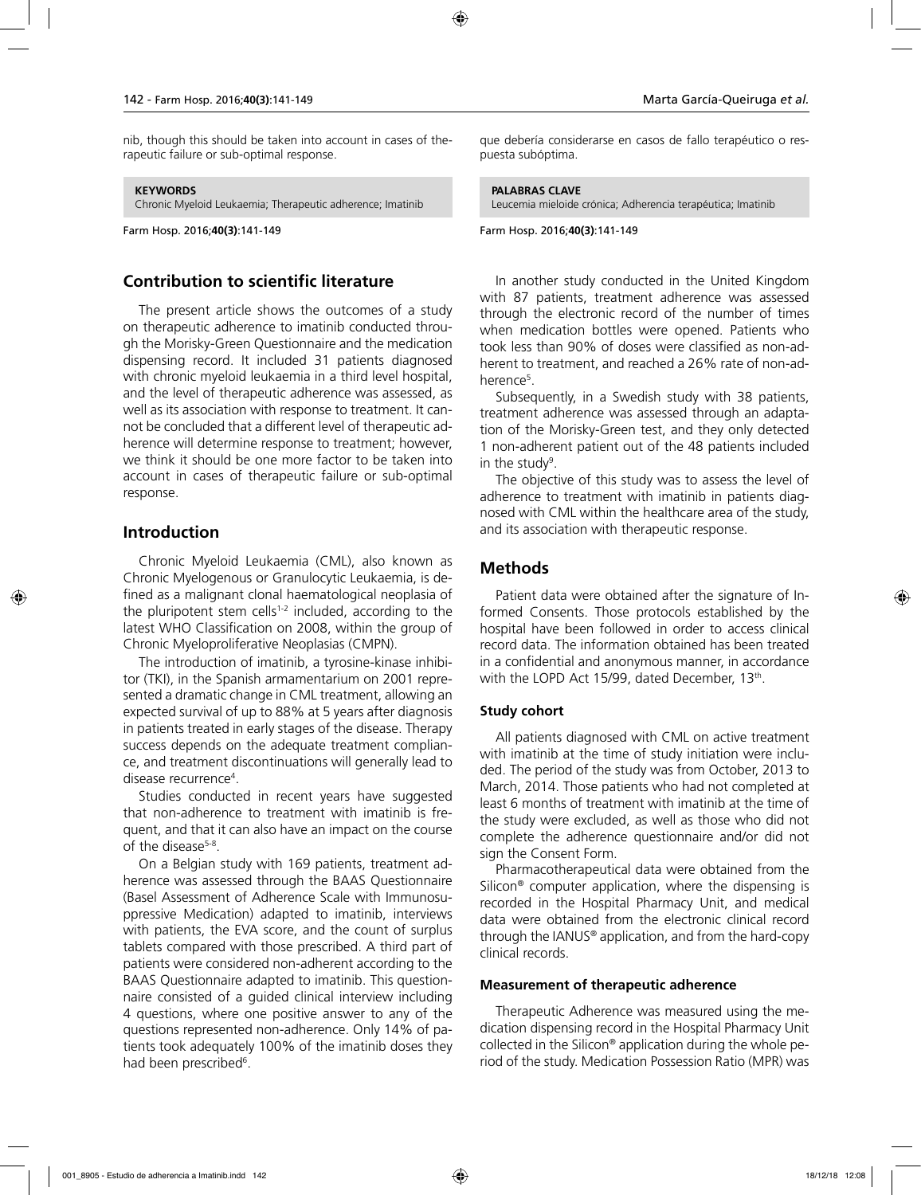nib, though this should be taken into account in cases of therapeutic failure or sub-optimal response.

**KEYWORDS**
Chronic Myeloid Leukaemia; Therapeutic adherence; Imatinib

que debería considerarse en casos de fallo terapéutico o respuesta subóptima.

**PALABRAS CLAVE**
Leucemia mieloide crónica; Adherencia terapéutica; Imatinib

## Contribution to scientific literature

The present article shows the outcomes of a study on therapeutic adherence to imatinib conducted through the Morisky-Green Questionnaire and the medication dispensing record. It included 31 patients diagnosed with chronic myeloid leukaemia in a third level hospital, and the level of therapeutic adherence was assessed, as well as its association with response to treatment. It cannot be concluded that a different level of therapeutic adherence will determine response to treatment; however, we think it should be one more factor to be taken into account in cases of therapeutic failure or sub-optimal response.

## Introduction

Chronic Myeloid Leukaemia (CML), also known as Chronic Myelogenous or Granulocytic Leukaemia, is defined as a malignant clonal haematological neoplasia of the pluripotent stem cells[1-2] included, according to the latest WHO Classification on 2008, within the group of Chronic Myeloproliferative Neoplasias (CMPN).

The introduction of imatinib, a tyrosine-kinase inhibitor (TKI), in the Spanish armamentarium on 2001 represented a dramatic change in CML treatment, allowing an expected survival of up to 88% at 5 years after diagnosis in patients treated in early stages of the disease. Therapy success depends on the adequate treatment compliance, and treatment discontinuations will generally lead to disease recurrence[4].

Studies conducted in recent years have suggested that non-adherence to treatment with imatinib is frequent, and that it can also have an impact on the course of the disease[5-8].

On a Belgian study with 169 patients, treatment adherence was assessed through the BAAS Questionnaire (Basel Assessment of Adherence Scale with Immunosuppressive Medication) adapted to imatinib, interviews with patients, the EVA score, and the count of surplus tablets compared with those prescribed. A third part of patients were considered non-adherent according to the BAAS Questionnaire adapted to imatinib. This questionnaire consisted of a guided clinical interview including 4 questions, where one positive answer to any of the questions represented non-adherence. Only 14% of patients took adequately 100% of the imatinib doses they had been prescribed[6].

In another study conducted in the United Kingdom with 87 patients, treatment adherence was assessed through the electronic record of the number of times when medication bottles were opened. Patients who took less than 90% of doses were classified as non-adherent to treatment, and reached a 26% rate of non-adherence[5].

Subsequently, in a Swedish study with 38 patients, treatment adherence was assessed through an adaptation of the Morisky-Green test, and they only detected 1 non-adherent patient out of the 48 patients included in the study[9].

The objective of this study was to assess the level of adherence to treatment with imatinib in patients diagnosed with CML within the healthcare area of the study, and its association with therapeutic response.

## Methods

Patient data were obtained after the signature of Informed Consents. Those protocols established by the hospital have been followed in order to access clinical record data. The information obtained has been treated in a confidential and anonymous manner, in accordance with the LOPD Act 15/99, dated December, 13th.

### Study cohort

All patients diagnosed with CML on active treatment with imatinib at the time of study initiation were included. The period of the study was from October, 2013 to March, 2014. Those patients who had not completed at least 6 months of treatment with imatinib at the time of the study were excluded, as well as those who did not complete the adherence questionnaire and/or did not sign the Consent Form.

Pharmacotherapeutical data were obtained from the Silicon® computer application, where the dispensing is recorded in the Hospital Pharmacy Unit, and medical data were obtained from the electronic clinical record through the IANUS® application, and from the hard-copy clinical records.

### Measurement of therapeutic adherence

Therapeutic Adherence was measured using the medication dispensing record in the Hospital Pharmacy Unit collected in the Silicon® application during the whole period of the study. Medication Possession Ratio (MPR) was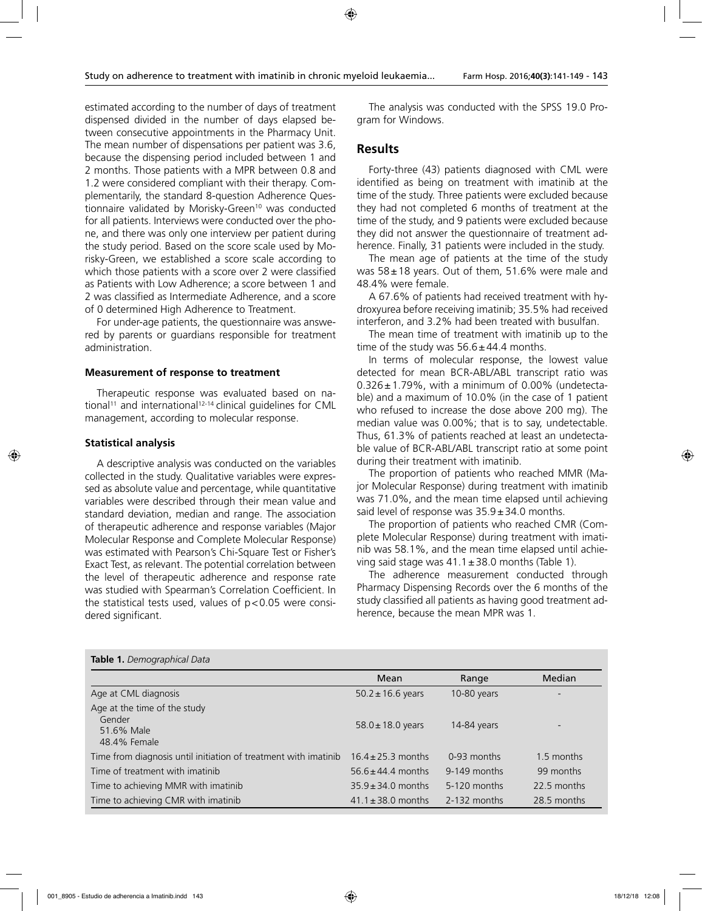estimated according to the number of days of treatment dispensed divided in the number of days elapsed between consecutive appointments in the Pharmacy Unit. The mean number of dispensations per patient was 3.6, because the dispensing period included between 1 and 2 months. Those patients with a MPR between 0.8 and 1.2 were considered compliant with their therapy. Complementarily, the standard 8-question Adherence Questionnaire validated by Morisky-Green[10] was conducted for all patients. Interviews were conducted over the phone, and there was only one interview per patient during the study period. Based on the score scale used by Morisky-Green, we established a score scale according to which those patients with a score over 2 were classified as Patients with Low Adherence; a score between 1 and 2 was classified as Intermediate Adherence, and a score of 0 determined High Adherence to Treatment.

For under-age patients, the questionnaire was answered by parents or guardians responsible for treatment administration.

#### Measurement of response to treatment

Therapeutic response was evaluated based on national[11] and international[12-14] clinical guidelines for CML management, according to molecular response.

#### Statistical analysis

A descriptive analysis was conducted on the variables collected in the study. Qualitative variables were expressed as absolute value and percentage, while quantitative variables were described through their mean value and standard deviation, median and range. The association of therapeutic adherence and response variables (Major Molecular Response and Complete Molecular Response) was estimated with Pearson's Chi-Square Test or Fisher's Exact Test, as relevant. The potential correlation between the level of therapeutic adherence and response rate was studied with Spearman's Correlation Coefficient. In the statistical tests used, values of $p<0.05$ were considered significant.

The analysis was conducted with the SPSS 19.0 Program for Windows.

## Results

Forty-three (43) patients diagnosed with CML were identified as being on treatment with imatinib at the time of the study. Three patients were excluded because they had not completed 6 months of treatment at the time of the study, and 9 patients were excluded because they did not answer the questionnaire of treatment adherence. Finally, 31 patients were included in the study.

The mean age of patients at the time of the study was $58 \pm 18$ years. Out of them, 51.6% were male and 48.4% were female.

A 67.6% of patients had received treatment with hydroxyurea before receiving imatinib; 35.5% had received interferon, and 3.2% had been treated with busulfan.

The mean time of treatment with imatinib up to the time of the study was $56.6 \pm 44.4$ months.

In terms of molecular response, the lowest value detected for mean BCR-ABL/ABL transcript ratio was $0.326 \pm 1.79$%, with a minimum of 0.00% (undetectable) and a maximum of 10.0% (in the case of 1 patient who refused to increase the dose above 200 mg). The median value was 0.00%; that is to say, undetectable. Thus, 61.3% of patients reached at least an undetectable value of BCR-ABL/ABL transcript ratio at some point during their treatment with imatinib.

The proportion of patients who reached MMR (Major Molecular Response) during treatment with imatinib was 71.0%, and the mean time elapsed until achieving said level of response was $35.9 \pm 34.0$ months.

The proportion of patients who reached CMR (Complete Molecular Response) during treatment with imatinib was 58.1%, and the mean time elapsed until achieving said stage was $41.1 \pm 38.0$ months (Table 1).

The adherence measurement conducted through Pharmacy Dispensing Records over the 6 months of the study classified all patients as having good treatment adherence, because the mean MPR was 1.

**Table 1.** *Demographical Data*

| | Mean | Range | Median |
|---|---|---|---|
| Age at CML diagnosis | $50.2 \pm 16.6$ years | 10-80 years | - |
| Age at the time of the study<br>Gender<br>51.6% Male<br>48.4% Female | $58.0 \pm 18.0$ years | 14-84 years | - |
| Time from diagnosis until initiation of treatment with imatinib | $16.4 \pm 25.3$ months | 0-93 months | 1.5 months |
| Time of treatment with imatinib | $56.6 \pm 44.4$ months | 9-149 months | 99 months |
| Time to achieving MMR with imatinib | $35.9 \pm 34.0$ months | 5-120 months | 22.5 months |
| Time to achieving CMR with imatinib | $41.1 \pm 38.0$ months | 2-132 months | 28.5 months |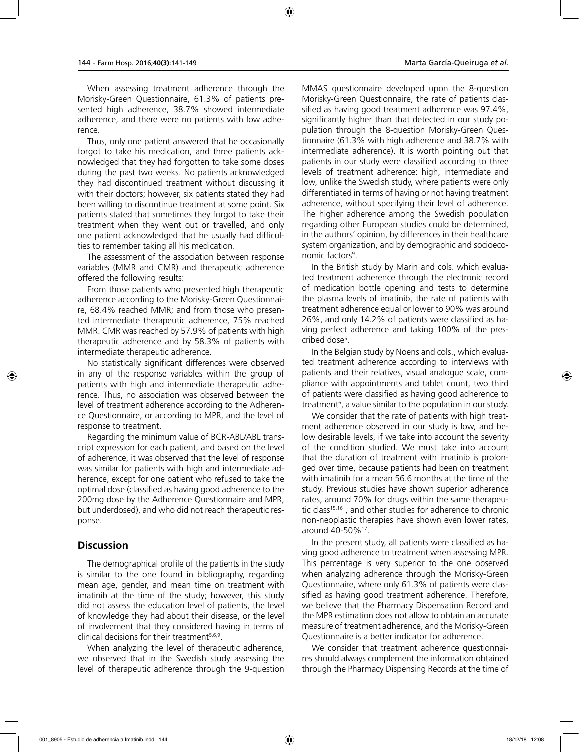When assessing treatment adherence through the Morisky-Green Questionnaire, 61.3% of patients presented high adherence, 38.7% showed intermediate adherence, and there were no patients with low adherence.

Thus, only one patient answered that he occasionally forgot to take his medication, and three patients acknowledged that they had forgotten to take some doses during the past two weeks. No patients acknowledged they had discontinued treatment without discussing it with their doctors; however, six patients stated they had been willing to discontinue treatment at some point. Six patients stated that sometimes they forgot to take their treatment when they went out or travelled, and only one patient acknowledged that he usually had difficulties to remember taking all his medication.

The assessment of the association between response variables (MMR and CMR) and therapeutic adherence offered the following results:

From those patients who presented high therapeutic adherence according to the Morisky-Green Questionnaire, 68.4% reached MMR; and from those who presented intermediate therapeutic adherence, 75% reached MMR. CMR was reached by 57.9% of patients with high therapeutic adherence and by 58.3% of patients with intermediate therapeutic adherence.

No statistically significant differences were observed in any of the response variables within the group of patients with high and intermediate therapeutic adherence. Thus, no association was observed between the level of treatment adherence according to the Adherence Questionnaire, or according to MPR, and the level of response to treatment.

Regarding the minimum value of BCR-ABL/ABL transcript expression for each patient, and based on the level of adherence, it was observed that the level of response was similar for patients with high and intermediate adherence, except for one patient who refused to take the optimal dose (classified as having good adherence to the 200mg dose by the Adherence Questionnaire and MPR, but underdosed), and who did not reach therapeutic response.

## Discussion

The demographical profile of the patients in the study is similar to the one found in bibliography, regarding mean age, gender, and mean time on treatment with imatinib at the time of the study; however, this study did not assess the education level of patients, the level of knowledge they had about their disease, or the level of involvement that they considered having in terms of clinical decisions for their treatment[5,6,9].

When analyzing the level of therapeutic adherence, we observed that in the Swedish study assessing the level of therapeutic adherence through the 9-question MMAS questionnaire developed upon the 8-question Morisky-Green Questionnaire, the rate of patients classified as having good treatment adherence was 97.4%, significantly higher than that detected in our study population through the 8-question Morisky-Green Questionnaire (61.3% with high adherence and 38.7% with intermediate adherence). It is worth pointing out that patients in our study were classified according to three levels of treatment adherence: high, intermediate and low, unlike the Swedish study, where patients were only differentiated in terms of having or not having treatment adherence, without specifying their level of adherence. The higher adherence among the Swedish population regarding other European studies could be determined, in the authors' opinion, by differences in their healthcare system organization, and by demographic and socioeconomic factors[9].

In the British study by Marin and cols. which evaluated treatment adherence through the electronic record of medication bottle opening and tests to determine the plasma levels of imatinib, the rate of patients with treatment adherence equal or lower to 90% was around 26%, and only 14.2% of patients were classified as having perfect adherence and taking 100% of the prescribed dose[5].

In the Belgian study by Noens and cols., which evaluated treatment adherence according to interviews with patients and their relatives, visual analogue scale, compliance with appointments and tablet count, two third of patients were classified as having good adherence to treatment[6], a value similar to the population in our study.

We consider that the rate of patients with high treatment adherence observed in our study is low, and below desirable levels, if we take into account the severity of the condition studied. We must take into account that the duration of treatment with imatinib is prolonged over time, because patients had been on treatment with imatinib for a mean 56.6 months at the time of the study. Previous studies have shown superior adherence rates, around 70% for drugs within the same therapeutic class[15,16], and other studies for adherence to chronic non-neoplastic therapies have shown even lower rates, around 40-50%[17].

In the present study, all patients were classified as having good adherence to treatment when assessing MPR. This percentage is very superior to the one observed when analyzing adherence through the Morisky-Green Questionnaire, where only 61.3% of patients were classified as having good treatment adherence. Therefore, we believe that the Pharmacy Dispensation Record and the MPR estimation does not allow to obtain an accurate measure of treatment adherence, and the Morisky-Green Questionnaire is a better indicator for adherence.

We consider that treatment adherence questionnaires should always complement the information obtained through the Pharmacy Dispensing Records at the time of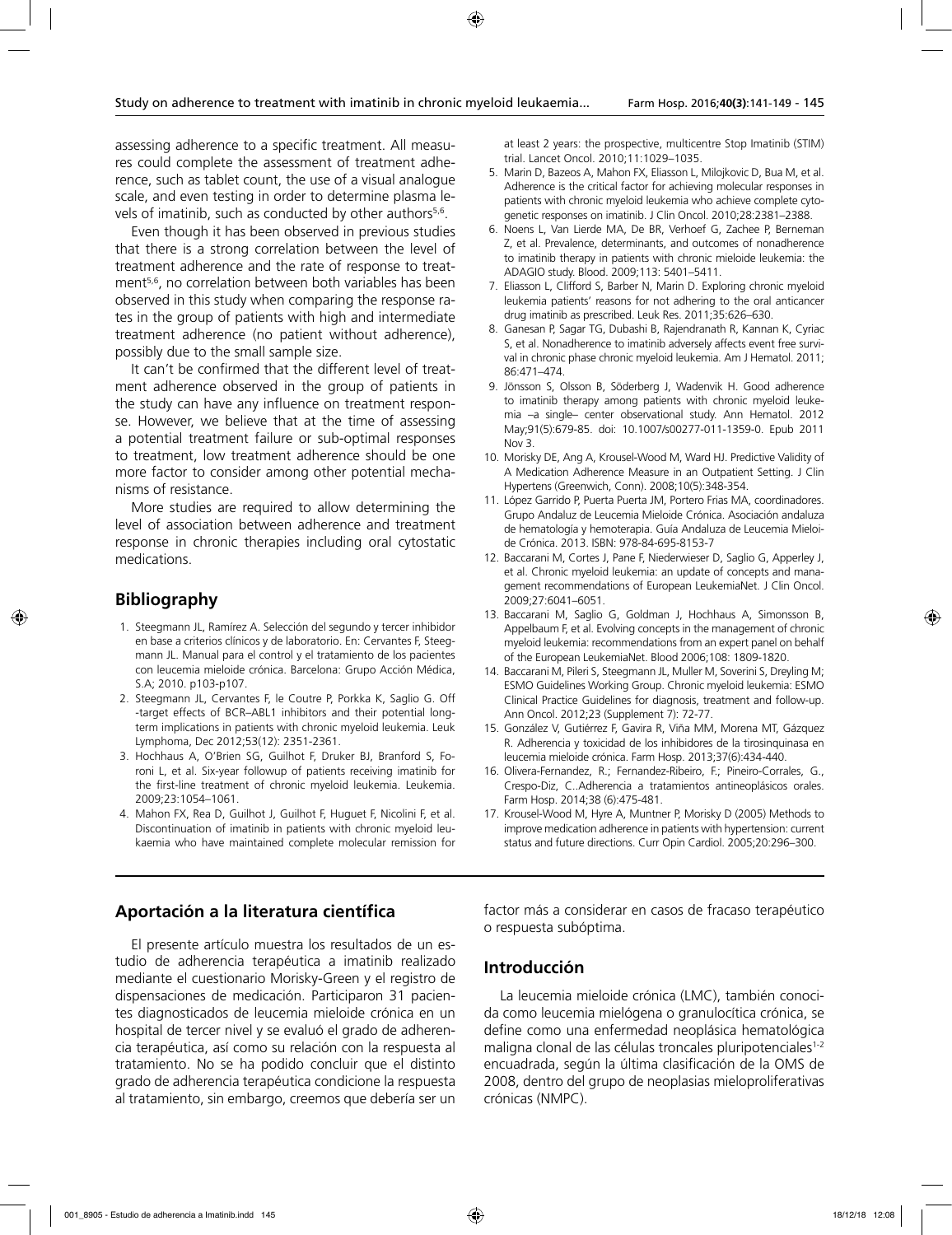assessing adherence to a specific treatment. All measures could complete the assessment of treatment adherence, such as tablet count, the use of a visual analogue scale, and even testing in order to determine plasma levels of imatinib, such as conducted by other authors[5,6].

Even though it has been observed in previous studies that there is a strong correlation between the level of treatment adherence and the rate of response to treatment[5,6], no correlation between both variables has been observed in this study when comparing the response rates in the group of patients with high and intermediate treatment adherence (no patient without adherence), possibly due to the small sample size.

It can't be confirmed that the different level of treatment adherence observed in the group of patients in the study can have any influence on treatment response. However, we believe that at the time of assessing a potential treatment failure or sub-optimal responses to treatment, low treatment adherence should be one more factor to consider among other potential mechanisms of resistance.

More studies are required to allow determining the level of association between adherence and treatment response in chronic therapies including oral cytostatic medications.

## Bibliography

1. Steegmann JL, Ramírez A. Selección del segundo y tercer inhibidor en base a criterios clínicos y de laboratorio. En: Cervantes F, Steegmann JL. Manual para el control y el tratamiento de los pacientes con leucemia mieloide crónica. Barcelona: Grupo Acción Médica, S.A; 2010. p103-p107.
2. Steegmann JL, Cervantes F, le Coutre P, Porkka K, Saglio G. Off -target effects of BCR–ABL1 inhibitors and their potential long-term implications in patients with chronic myeloid leukemia. Leuk Lymphoma, Dec 2012;53(12): 2351-2361.
3. Hochhaus A, O'Brien SG, Guilhot F, Druker BJ, Branford S, Foroni L, et al. Six-year followup of patients receiving imatinib for the first-line treatment of chronic myeloid leukemia. Leukemia. 2009;23:1054–1061.
4. Mahon FX, Rea D, Guilhot J, Guilhot F, Huguet F, Nicolini F, et al. Discontinuation of imatinib in patients with chronic myeloid leukaemia who have maintained complete molecular remission for at least 2 years: the prospective, multicentre Stop Imatinib (STIM) trial. Lancet Oncol. 2010;11:1029–1035.
5. Marin D, Bazeos A, Mahon FX, Eliasson L, Milojkovic D, Bua M, et al. Adherence is the critical factor for achieving molecular responses in patients with chronic myeloid leukemia who achieve complete cytogenetic responses on imatinib. J Clin Oncol. 2010;28:2381–2388.
6. Noens L, Van Lierde MA, De BR, Verhoef G, Zachee P, Berneman Z, et al. Prevalence, determinants, and outcomes of nonadherence to imatinib therapy in patients with chronic mieloide leukemia: the ADAGIO study. Blood. 2009;113: 5401–5411.
7. Eliasson L, Clifford S, Barber N, Marin D. Exploring chronic myeloid leukemia patients' reasons for not adhering to the oral anticancer drug imatinib as prescribed. Leuk Res. 2011;35:626–630.
8. Ganesan P, Sagar TG, Dubashi B, Rajendranath R, Kannan K, Cyriac S, et al. Nonadherence to imatinib adversely affects event free survival in chronic phase chronic myeloid leukemia. Am J Hematol. 2011; 86:471–474.
9. Jönsson S, Olsson B, Söderberg J, Wadenvik H. Good adherence to imatinib therapy among patients with chronic myeloid leukemia –a single– center observational study. Ann Hematol. 2012 May;91(5):679-85. doi: 10.1007/s00277-011-1359-0. Epub 2011 Nov 3.
10. Morisky DE, Ang A, Krousel-Wood M, Ward HJ. Predictive Validity of A Medication Adherence Measure in an Outpatient Setting. J Clin Hypertens (Greenwich, Conn). 2008;10(5):348-354.
11. López Garrido P, Puerta Puerta JM, Portero Frias MA, coordinadores. Grupo Andaluz de Leucemia Mieloide Crónica. Asociación andaluza de hematología y hemoterapia. Guía Andaluza de Leucemia Mieloide Crónica. 2013. ISBN: 978-84-695-8153-7
12. Baccarani M, Cortes J, Pane F, Niederwieser D, Saglio G, Apperley J, et al. Chronic myeloid leukemia: an update of concepts and management recommendations of European LeukemiaNet. J Clin Oncol. 2009;27:6041–6051.
13. Baccarani M, Saglio G, Goldman J, Hochhaus A, Simonsson B, Appelbaum F, et al. Evolving concepts in the management of chronic myeloid leukemia: recommendations from an expert panel on behalf of the European LeukemiaNet. Blood 2006;108: 1809-1820.
14. Baccarani M, Pileri S, Steegmann JL, Muller M, Soverini S, Dreyling M; ESMO Guidelines Working Group. Chronic myeloid leukemia: ESMO Clinical Practice Guidelines for diagnosis, treatment and follow-up. Ann Oncol. 2012;23 (Supplement 7): 72-77.
15. González V, Gutiérrez F, Gavira R, Viña MM, Morena MT, Gázquez R. Adherencia y toxicidad de los inhibidores de la tirosinquinasa en leucemia mieloide crónica. Farm Hosp. 2013;37(6):434-440.
16. Olivera-Fernandez, R.; Fernandez-Ribeiro, F.; Pineiro-Corrales, G., Crespo-Diz, C..Adherencia a tratamientos antineoplásicos orales. Farm Hosp. 2014;38 (6):475-481.
17. Krousel-Wood M, Hyre A, Muntner P, Morisky D (2005) Methods to improve medication adherence in patients with hypertension: current status and future directions. Curr Opin Cardiol. 2005;20:296–300.

## Aportación a la literatura científica

El presente artículo muestra los resultados de un estudio de adherencia terapéutica a imatinib realizado mediante el cuestionario Morisky-Green y el registro de dispensaciones de medicación. Participaron 31 pacientes diagnosticados de leucemia mieloide crónica en un hospital de tercer nivel y se evaluó el grado de adherencia terapéutica, así como su relación con la respuesta al tratamiento. No se ha podido concluir que el distinto grado de adherencia terapéutica condicione la respuesta al tratamiento, sin embargo, creemos que debería ser un factor más a considerar en casos de fracaso terapéutico o respuesta subóptima.

## Introducción

La leucemia mieloide crónica (LMC), también conocida como leucemia mielógena o granulocítica crónica, se define como una enfermedad neoplásica hematológica maligna clonal de las células troncales pluripotenciales[1-2] encuadrada, según la última clasificación de la OMS de 2008, dentro del grupo de neoplasias mieloproliferativas crónicas (NMPC).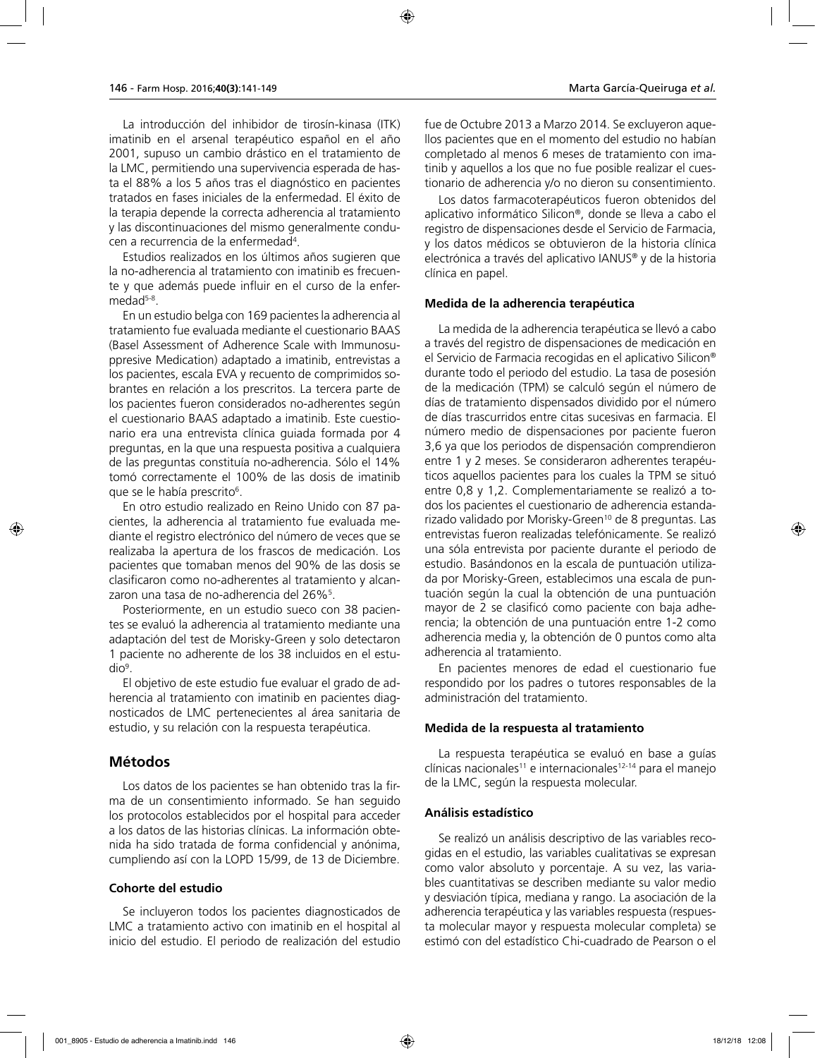La introducción del inhibidor de tirosín-kinasa (ITK) imatinib en el arsenal terapéutico español en el año 2001, supuso un cambio drástico en el tratamiento de la LMC, permitiendo una supervivencia esperada de hasta el 88% a los 5 años tras el diagnóstico en pacientes tratados en fases iniciales de la enfermedad. El éxito de la terapia depende la correcta adherencia al tratamiento y las discontinuaciones del mismo generalmente conducen a recurrencia de la enfermedad[4].

Estudios realizados en los últimos años sugieren que la no-adherencia al tratamiento con imatinib es frecuente y que además puede influir en el curso de la enfermedad[5-8].

En un estudio belga con 169 pacientes la adherencia al tratamiento fue evaluada mediante el cuestionario BAAS (Basel Assessment of Adherence Scale with Immunosuppresive Medication) adaptado a imatinib, entrevistas a los pacientes, escala EVA y recuento de comprimidos sobrantes en relación a los prescritos. La tercera parte de los pacientes fueron considerados no-adherentes según el cuestionario BAAS adaptado a imatinib. Este cuestionario era una entrevista clínica guiada formada por 4 preguntas, en la que una respuesta positiva a cualquiera de las preguntas constituía no-adherencia. Sólo el 14% tomó correctamente el 100% de las dosis de imatinib que se le había prescrito[6].

En otro estudio realizado en Reino Unido con 87 pacientes, la adherencia al tratamiento fue evaluada mediante el registro electrónico del número de veces que se realizaba la apertura de los frascos de medicación. Los pacientes que tomaban menos del 90% de las dosis se clasificaron como no-adherentes al tratamiento y alcanzaron una tasa de no-adherencia del 26%[5].

Posteriormente, en un estudio sueco con 38 pacientes se evaluó la adherencia al tratamiento mediante una adaptación del test de Morisky-Green y solo detectaron 1 paciente no adherente de los 38 incluidos en el estudio[9].

El objetivo de este estudio fue evaluar el grado de adherencia al tratamiento con imatinib en pacientes diagnosticados de LMC pertenecientes al área sanitaria de estudio, y su relación con la respuesta terapéutica.

## Métodos

Los datos de los pacientes se han obtenido tras la firma de un consentimiento informado. Se han seguido los protocolos establecidos por el hospital para acceder a los datos de las historias clínicas. La información obtenida ha sido tratada de forma confidencial y anónima, cumpliendo así con la LOPD 15/99, de 13 de Diciembre.

### Cohorte del estudio

Se incluyeron todos los pacientes diagnosticados de LMC a tratamiento activo con imatinib en el hospital al inicio del estudio. El periodo de realización del estudio fue de Octubre 2013 a Marzo 2014. Se excluyeron aquellos pacientes que en el momento del estudio no habían completado al menos 6 meses de tratamiento con imatinib y aquellos a los que no fue posible realizar el cuestionario de adherencia y/o no dieron su consentimiento.

Los datos farmacoterapéuticos fueron obtenidos del aplicativo informático Silicon®, donde se lleva a cabo el registro de dispensaciones desde el Servicio de Farmacia, y los datos médicos se obtuvieron de la historia clínica electrónica a través del aplicativo IANUS® y de la historia clínica en papel.

### Medida de la adherencia terapéutica

La medida de la adherencia terapéutica se llevó a cabo a través del registro de dispensaciones de medicación en el Servicio de Farmacia recogidas en el aplicativo Silicon® durante todo el periodo del estudio. La tasa de posesión de la medicación (TPM) se calculó según el número de días de tratamiento dispensados dividido por el número de días trascurridos entre citas sucesivas en farmacia. El número medio de dispensaciones por paciente fueron 3,6 ya que los periodos de dispensación comprendieron entre 1 y 2 meses. Se consideraron adherentes terapéuticos aquellos pacientes para los cuales la TPM se situó entre 0,8 y 1,2. Complementariamente se realizó a todos los pacientes el cuestionario de adherencia estandarizado validado por Morisky-Green[10] de 8 preguntas. Las entrevistas fueron realizadas telefónicamente. Se realizó una sóla entrevista por paciente durante el periodo de estudio. Basándonos en la escala de puntuación utilizada por Morisky-Green, establecimos una escala de puntuación según la cual la obtención de una puntuación mayor de 2 se clasificó como paciente con baja adherencia; la obtención de una puntuación entre 1-2 como adherencia media y, la obtención de 0 puntos como alta adherencia al tratamiento.

En pacientes menores de edad el cuestionario fue respondido por los padres o tutores responsables de la administración del tratamiento.

### Medida de la respuesta al tratamiento

La respuesta terapéutica se evaluó en base a guías clínicas nacionales[11] e internacionales[12-14] para el manejo de la LMC, según la respuesta molecular.

### Análisis estadístico

Se realizó un análisis descriptivo de las variables recogidas en el estudio, las variables cualitativas se expresan como valor absoluto y porcentaje. A su vez, las variables cuantitativas se describen mediante su valor medio y desviación típica, mediana y rango. La asociación de la adherencia terapéutica y las variables respuesta (respuesta molecular mayor y respuesta molecular completa) se estimó con del estadístico Chi-cuadrado de Pearson o el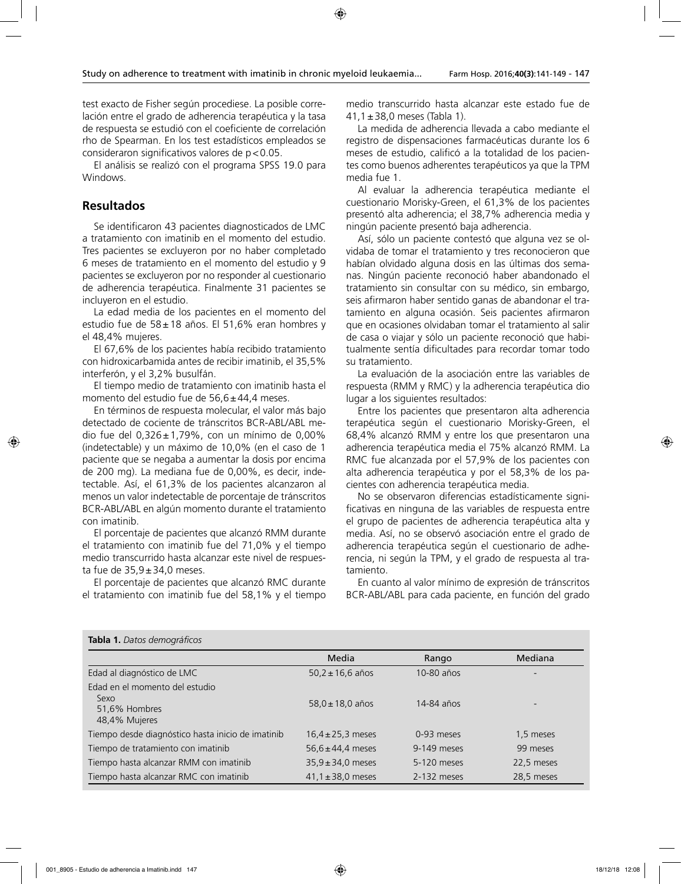test exacto de Fisher según procediese. La posible correlación entre el grado de adherencia terapéutica y la tasa de respuesta se estudió con el coeficiente de correlación rho de Spearman. En los test estadísticos empleados se consideraron significativos valores de $p < 0.05$.

El análisis se realizó con el programa SPSS 19.0 para Windows.

## Resultados

Se identificaron 43 pacientes diagnosticados de LMC a tratamiento con imatinib en el momento del estudio. Tres pacientes se excluyeron por no haber completado 6 meses de tratamiento en el momento del estudio y 9 pacientes se excluyeron por no responder al cuestionario de adherencia terapéutica. Finalmente 31 pacientes se incluyeron en el estudio.

La edad media de los pacientes en el momento del estudio fue de 58 ± 18 años. El 51,6% eran hombres y el 48,4% mujeres.

El 67,6% de los pacientes había recibido tratamiento con hidroxicarbamida antes de recibir imatinib, el 35,5% interferón, y el 3,2% busulfán.

El tiempo medio de tratamiento con imatinib hasta el momento del estudio fue de 56,6 ± 44,4 meses.

En términos de respuesta molecular, el valor más bajo detectado de cociente de tránscritos BCR-ABL/ABL medio fue del 0,326 ± 1,79%, con un mínimo de 0,00% (indetectable) y un máximo de 10,0% (en el caso de 1 paciente que se negaba a aumentar la dosis por encima de 200 mg). La mediana fue de 0,00%, es decir, indetectable. Así, el 61,3% de los pacientes alcanzaron al menos un valor indetectable de porcentaje de tránscritos BCR-ABL/ABL en algún momento durante el tratamiento con imatinib.

El porcentaje de pacientes que alcanzó RMM durante el tratamiento con imatinib fue del 71,0% y el tiempo medio transcurrido hasta alcanzar este nivel de respuesta fue de 35,9 ± 34,0 meses.

El porcentaje de pacientes que alcanzó RMC durante el tratamiento con imatinib fue del 58,1% y el tiempo medio transcurrido hasta alcanzar este estado fue de 41,1 ± 38,0 meses (Tabla 1).

La medida de adherencia llevada a cabo mediante el registro de dispensaciones farmacéuticas durante los 6 meses de estudio, calificó a la totalidad de los pacientes como buenos adherentes terapéuticos ya que la TPM media fue 1.

Al evaluar la adherencia terapéutica mediante el cuestionario Morisky-Green, el 61,3% de los pacientes presentó alta adherencia; el 38,7% adherencia media y ningún paciente presentó baja adherencia.

Así, sólo un paciente contestó que alguna vez se olvidaba de tomar el tratamiento y tres reconocieron que habían olvidado alguna dosis en las últimas dos semanas. Ningún paciente reconoció haber abandonado el tratamiento sin consultar con su médico, sin embargo, seis afirmaron haber sentido ganas de abandonar el tratamiento en alguna ocasión. Seis pacientes afirmaron que en ocasiones olvidaban tomar el tratamiento al salir de casa o viajar y sólo un paciente reconoció que habitualmente sentía dificultades para recordar tomar todo su tratamiento.

La evaluación de la asociación entre las variables de respuesta (RMM y RMC) y la adherencia terapéutica dio lugar a los siguientes resultados:

Entre los pacientes que presentaron alta adherencia terapéutica según el cuestionario Morisky-Green, el 68,4% alcanzó RMM y entre los que presentaron una adherencia terapéutica media el 75% alcanzó RMM. La RMC fue alcanzada por el 57,9% de los pacientes con alta adherencia terapéutica y por el 58,3% de los pacientes con adherencia terapéutica media.

No se observaron diferencias estadísticamente significativas en ninguna de las variables de respuesta entre el grupo de pacientes de adherencia terapéutica alta y media. Así, no se observó asociación entre el grado de adherencia terapéutica según el cuestionario de adherencia, ni según la TPM, y el grado de respuesta al tratamiento.

En cuanto al valor mínimo de expresión de tránscritos BCR-ABL/ABL para cada paciente, en función del grado

**Tabla 1.** *Datos demográficos*

| | Media | Rango | Mediana |
|---|---|---|---|
| Edad al diagnóstico de LMC | 50,2 ± 16,6 años | 10-80 años | - |
| Edad en el momento del estudio<br>Sexo<br>51,6% Hombres<br>48,4% Mujeres | 58,0 ± 18,0 años | 14-84 años | - |
| Tiempo desde diagnóstico hasta inicio de imatinib | 16,4 ± 25,3 meses | 0-93 meses | 1,5 meses |
| Tiempo de tratamiento con imatinib | 56,6 ± 44,4 meses | 9-149 meses | 99 meses |
| Tiempo hasta alcanzar RMM con imatinib | 35,9 ± 34,0 meses | 5-120 meses | 22,5 meses |
| Tiempo hasta alcanzar RMC con imatinib | 41,1 ± 38,0 meses | 2-132 meses | 28,5 meses |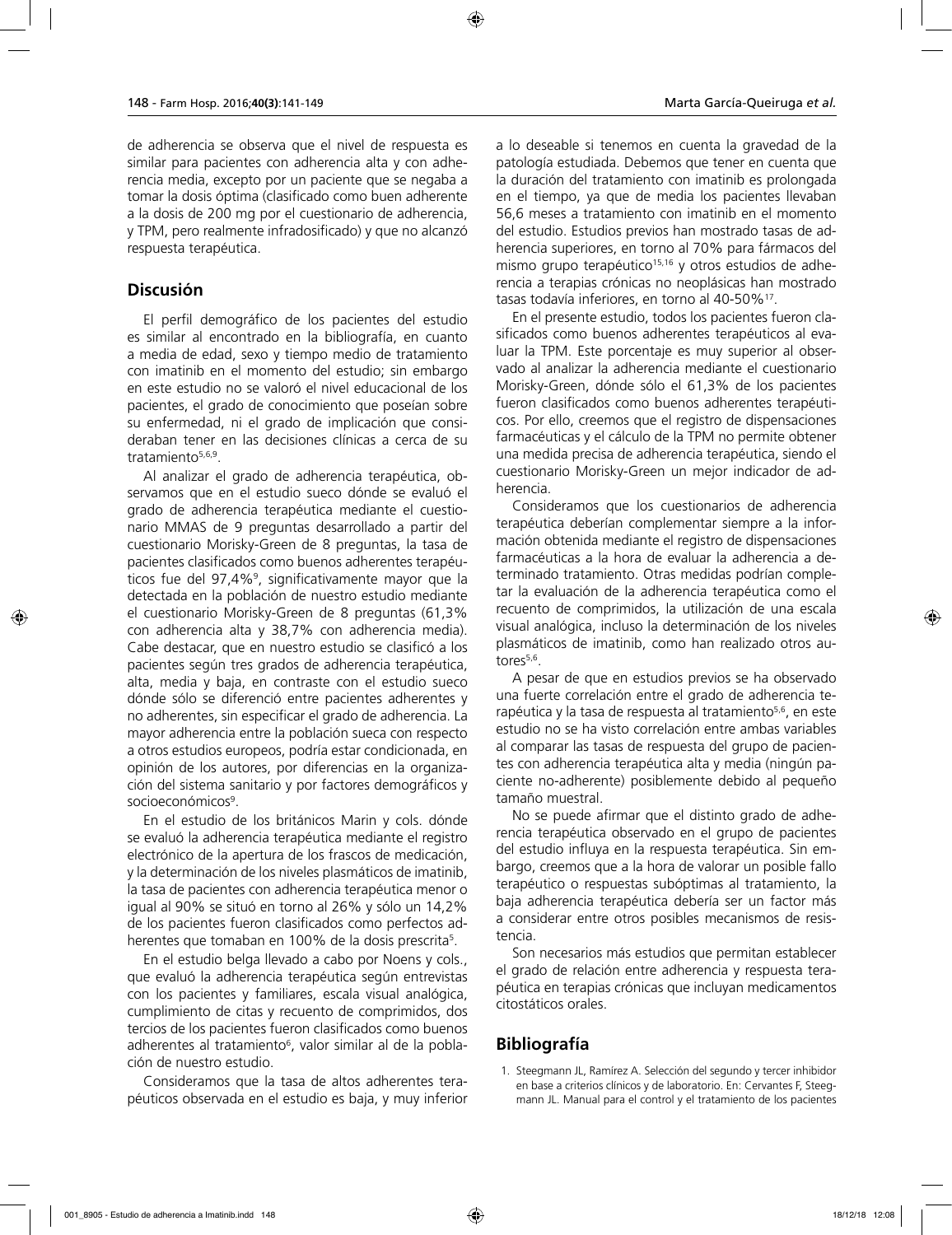de adherencia se observa que el nivel de respuesta es similar para pacientes con adherencia alta y con adherencia media, excepto por un paciente que se negaba a tomar la dosis óptima (clasificado como buen adherente a la dosis de 200 mg por el cuestionario de adherencia, y TPM, pero realmente infradosificado) y que no alcanzó respuesta terapéutica.

## Discusión

El perfil demográfico de los pacientes del estudio es similar al encontrado en la bibliografía, en cuanto a media de edad, sexo y tiempo medio de tratamiento con imatinib en el momento del estudio; sin embargo en este estudio no se valoró el nivel educacional de los pacientes, el grado de conocimiento que poseían sobre su enfermedad, ni el grado de implicación que consideraban tener en las decisiones clínicas a cerca de su tratamiento[5,6,9].

Al analizar el grado de adherencia terapéutica, observamos que en el estudio sueco dónde se evaluó el grado de adherencia terapéutica mediante el cuestionario MMAS de 9 preguntas desarrollado a partir del cuestionario Morisky-Green de 8 preguntas, la tasa de pacientes clasificados como buenos adherentes terapéuticos fue del 97,4%[9], significativamente mayor que la detectada en la población de nuestro estudio mediante el cuestionario Morisky-Green de 8 preguntas (61,3% con adherencia alta y 38,7% con adherencia media). Cabe destacar, que en nuestro estudio se clasificó a los pacientes según tres grados de adherencia terapéutica, alta, media y baja, en contraste con el estudio sueco dónde sólo se diferenció entre pacientes adherentes y no adherentes, sin especificar el grado de adherencia. La mayor adherencia entre la población sueca con respecto a otros estudios europeos, podría estar condicionada, en opinión de los autores, por diferencias en la organización del sistema sanitario y por factores demográficos y socioeconómicos[9].

En el estudio de los británicos Marin y cols. dónde se evaluó la adherencia terapéutica mediante el registro electrónico de la apertura de los frascos de medicación, y la determinación de los niveles plasmáticos de imatinib, la tasa de pacientes con adherencia terapéutica menor o igual al 90% se situó en torno al 26% y sólo un 14,2% de los pacientes fueron clasificados como perfectos adherentes que tomaban en 100% de la dosis prescrita[5].

En el estudio belga llevado a cabo por Noens y cols., que evaluó la adherencia terapéutica según entrevistas con los pacientes y familiares, escala visual analógica, cumplimiento de citas y recuento de comprimidos, dos tercios de los pacientes fueron clasificados como buenos adherentes al tratamiento[6], valor similar al de la población de nuestro estudio.

Consideramos que la tasa de altos adherentes terapéuticos observada en el estudio es baja, y muy inferior a lo deseable si tenemos en cuenta la gravedad de la patología estudiada. Debemos que tener en cuenta que la duración del tratamiento con imatinib es prolongada en el tiempo, ya que de media los pacientes llevaban 56,6 meses a tratamiento con imatinib en el momento del estudio. Estudios previos han mostrado tasas de adherencia superiores, en torno al 70% para fármacos del mismo grupo terapéutico[15,16] y otros estudios de adherencia a terapias crónicas no neoplásicas han mostrado tasas todavía inferiores, en torno al 40-50%[17].

En el presente estudio, todos los pacientes fueron clasificados como buenos adherentes terapéuticos al evaluar la TPM. Este porcentaje es muy superior al observado al analizar la adherencia mediante el cuestionario Morisky-Green, dónde sólo el 61,3% de los pacientes fueron clasificados como buenos adherentes terapéuticos. Por ello, creemos que el registro de dispensaciones farmacéuticas y el cálculo de la TPM no permite obtener una medida precisa de adherencia terapéutica, siendo el cuestionario Morisky-Green un mejor indicador de adherencia.

Consideramos que los cuestionarios de adherencia terapéutica deberían complementar siempre a la información obtenida mediante el registro de dispensaciones farmacéuticas a la hora de evaluar la adherencia a determinado tratamiento. Otras medidas podrían completar la evaluación de la adherencia terapéutica como el recuento de comprimidos, la utilización de una escala visual analógica, incluso la determinación de los niveles plasmáticos de imatinib, como han realizado otros autores[5,6].

A pesar de que en estudios previos se ha observado una fuerte correlación entre el grado de adherencia terapéutica y la tasa de respuesta al tratamiento[5,6], en este estudio no se ha visto correlación entre ambas variables al comparar las tasas de respuesta del grupo de pacientes con adherencia terapéutica alta y media (ningún paciente no-adherente) posiblemente debido al pequeño tamaño muestral.

No se puede afirmar que el distinto grado de adherencia terapéutica observado en el grupo de pacientes del estudio influya en la respuesta terapéutica. Sin embargo, creemos que a la hora de valorar un posible fallo terapéutico o respuestas subóptimas al tratamiento, la baja adherencia terapéutica debería ser un factor más a considerar entre otros posibles mecanismos de resistencia.

Son necesarios más estudios que permitan establecer el grado de relación entre adherencia y respuesta terapéutica en terapias crónicas que incluyan medicamentos citostáticos orales.

## Bibliografía

1. Steegmann JL, Ramírez A. Selección del segundo y tercer inhibidor en base a criterios clínicos y de laboratorio. En: Cervantes F, Steegmann JL. Manual para el control y el tratamiento de los pacientes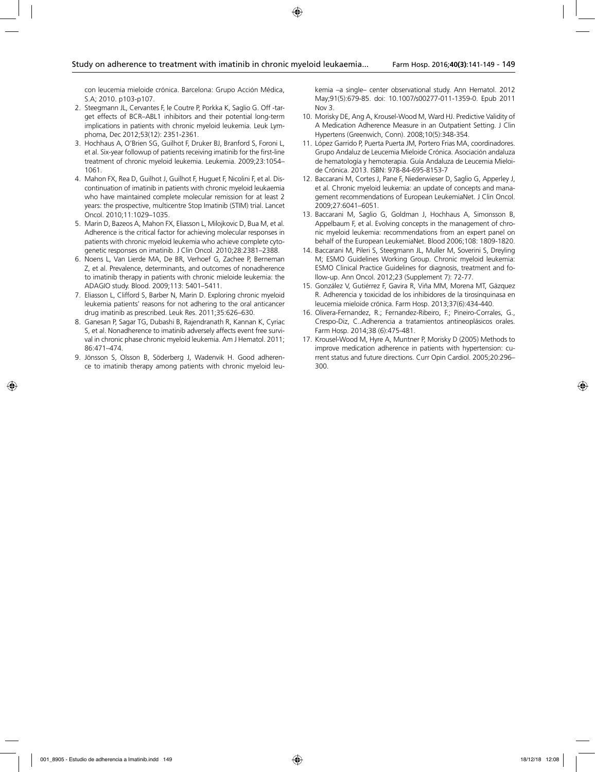con leucemia mieloide crónica. Barcelona: Grupo Acción Médica, S.A; 2010. p103-p107.

2. Steegmann JL, Cervantes F, le Coutre P, Porkka K, Saglio G. Off -target effects of BCR–ABL1 inhibitors and their potential long-term implications in patients with chronic myeloid leukemia. Leuk Lymphoma, Dec 2012;53(12): 2351-2361.
3. Hochhaus A, O'Brien SG, Guilhot F, Druker BJ, Branford S, Foroni L, et al. Six-year followup of patients receiving imatinib for the first-line treatment of chronic myeloid leukemia. Leukemia. 2009;23:1054–1061.
4. Mahon FX, Rea D, Guilhot J, Guilhot F, Huguet F, Nicolini F, et al. Discontinuation of imatinib in patients with chronic myeloid leukaemia who have maintained complete molecular remission for at least 2 years: the prospective, multicentre Stop Imatinib (STIM) trial. Lancet Oncol. 2010;11:1029–1035.
5. Marin D, Bazeos A, Mahon FX, Eliasson L, Milojkovic D, Bua M, et al. Adherence is the critical factor for achieving molecular responses in patients with chronic myeloid leukemia who achieve complete cytogenetic responses on imatinib. J Clin Oncol. 2010;28:2381–2388.
6. Noens L, Van Lierde MA, De BR, Verhoef G, Zachee P, Berneman Z, et al. Prevalence, determinants, and outcomes of nonadherence to imatinib therapy in patients with chronic mieloide leukemia: the ADAGIO study. Blood. 2009;113: 5401–5411.
7. Eliasson L, Clifford S, Barber N, Marin D. Exploring chronic myeloid leukemia patients' reasons for not adhering to the oral anticancer drug imatinib as prescribed. Leuk Res. 2011;35:626–630.
8. Ganesan P, Sagar TG, Dubashi B, Rajendranath R, Kannan K, Cyriac S, et al. Nonadherence to imatinib adversely affects event free survival in chronic phase chronic myeloid leukemia. Am J Hematol. 2011; 86:471–474.
9. Jönsson S, Olsson B, Söderberg J, Wadenvik H. Good adherence to imatinib therapy among patients with chronic myeloid leukemia –a single– center observational study. Ann Hematol. 2012 May;91(5):679-85. doi: 10.1007/s00277-011-1359-0. Epub 2011 Nov 3.
10. Morisky DE, Ang A, Krousel-Wood M, Ward HJ. Predictive Validity of A Medication Adherence Measure in an Outpatient Setting. J Clin Hypertens (Greenwich, Conn). 2008;10(5):348-354.
11. López Garrido P, Puerta Puerta JM, Portero Frias MA, coordinadores. Grupo Andaluz de Leucemia Mieloide Crónica. Asociación andaluza de hematología y hemoterapia. Guía Andaluza de Leucemia Mieloide Crónica. 2013. ISBN: 978-84-695-8153-7
12. Baccarani M, Cortes J, Pane F, Niederwieser D, Saglio G, Apperley J, et al. Chronic myeloid leukemia: an update of concepts and management recommendations of European LeukemiaNet. J Clin Oncol. 2009;27:6041–6051.
13. Baccarani M, Saglio G, Goldman J, Hochhaus A, Simonsson B, Appelbaum F, et al. Evolving concepts in the management of chronic myeloid leukemia: recommendations from an expert panel on behalf of the European LeukemiaNet. Blood 2006;108: 1809-1820.
14. Baccarani M, Pileri S, Steegmann JL, Muller M, Soverini S, Dreyling M; ESMO Guidelines Working Group. Chronic myeloid leukemia: ESMO Clinical Practice Guidelines for diagnosis, treatment and follow-up. Ann Oncol. 2012;23 (Supplement 7): 72-77.
15. González V, Gutiérrez F, Gavira R, Viña MM, Morena MT, Gázquez R. Adherencia y toxicidad de los inhibidores de la tirosinquinasa en leucemia mieloide crónica. Farm Hosp. 2013;37(6):434-440.
16. Olivera-Fernandez, R.; Fernandez-Ribeiro, F.; Pineiro-Corrales, G., Crespo-Diz, C..Adherencia a tratamientos antineoplásicos orales. Farm Hosp. 2014;38 (6):475-481.
17. Krousel-Wood M, Hyre A, Muntner P, Morisky D (2005) Methods to improve medication adherence in patients with hypertension: current status and future directions. Curr Opin Cardiol. 2005;20:296–300.